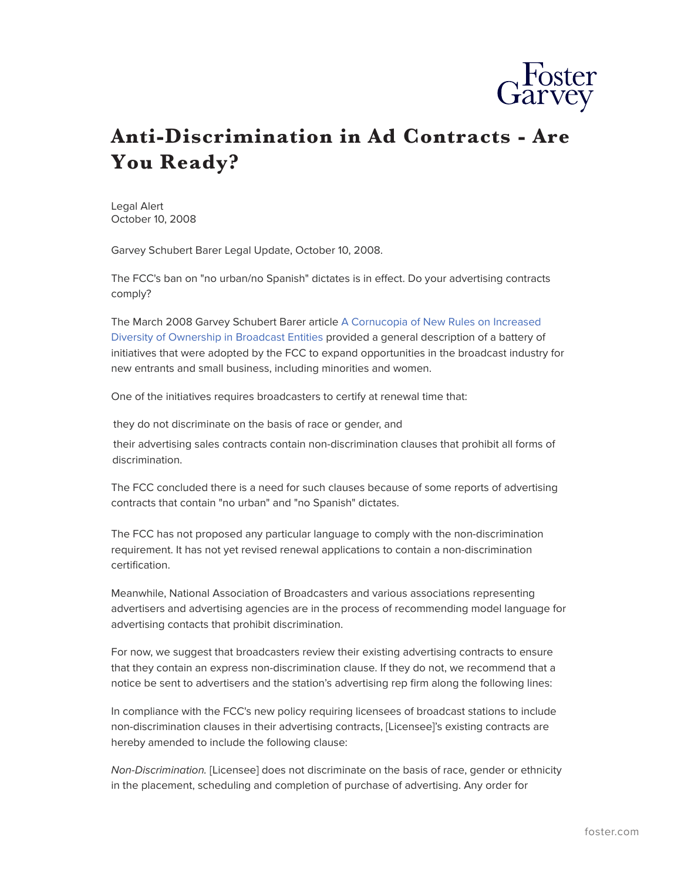# Anti-Discrimination in Ad Contracts - Are You Ready?

Legal Alert
October 10, 2008

Garvey Schubert Barer Legal Update, October 10, 2008.

The FCC's ban on "no urban/no Spanish" dictates is in effect. Do your advertising contracts comply?

The March 2008 Garvey Schubert Barer article A Cornucopia of New Rules on Increased Diversity of Ownership in Broadcast Entities provided a general description of a battery of initiatives that were adopted by the FCC to expand opportunities in the broadcast industry for new entrants and small business, including minorities and women.

One of the initiatives requires broadcasters to certify at renewal time that:

- they do not discriminate on the basis of race or gender, and
- their advertising sales contracts contain non-discrimination clauses that prohibit all forms of discrimination.

The FCC concluded there is a need for such clauses because of some reports of advertising contracts that contain "no urban" and "no Spanish" dictates.

The FCC has not proposed any particular language to comply with the non-discrimination requirement. It has not yet revised renewal applications to contain a non-discrimination certification.

Meanwhile, National Association of Broadcasters and various associations representing advertisers and advertising agencies are in the process of recommending model language for advertising contacts that prohibit discrimination.

For now, we suggest that broadcasters review their existing advertising contracts to ensure that they contain an express non-discrimination clause. If they do not, we recommend that a notice be sent to advertisers and the station's advertising rep firm along the following lines:

In compliance with the FCC's new policy requiring licensees of broadcast stations to include non-discrimination clauses in their advertising contracts, [Licensee]'s existing contracts are hereby amended to include the following clause:

*Non-Discrimination.* [Licensee] does not discriminate on the basis of race, gender or ethnicity in the placement, scheduling and completion of purchase of advertising. Any order for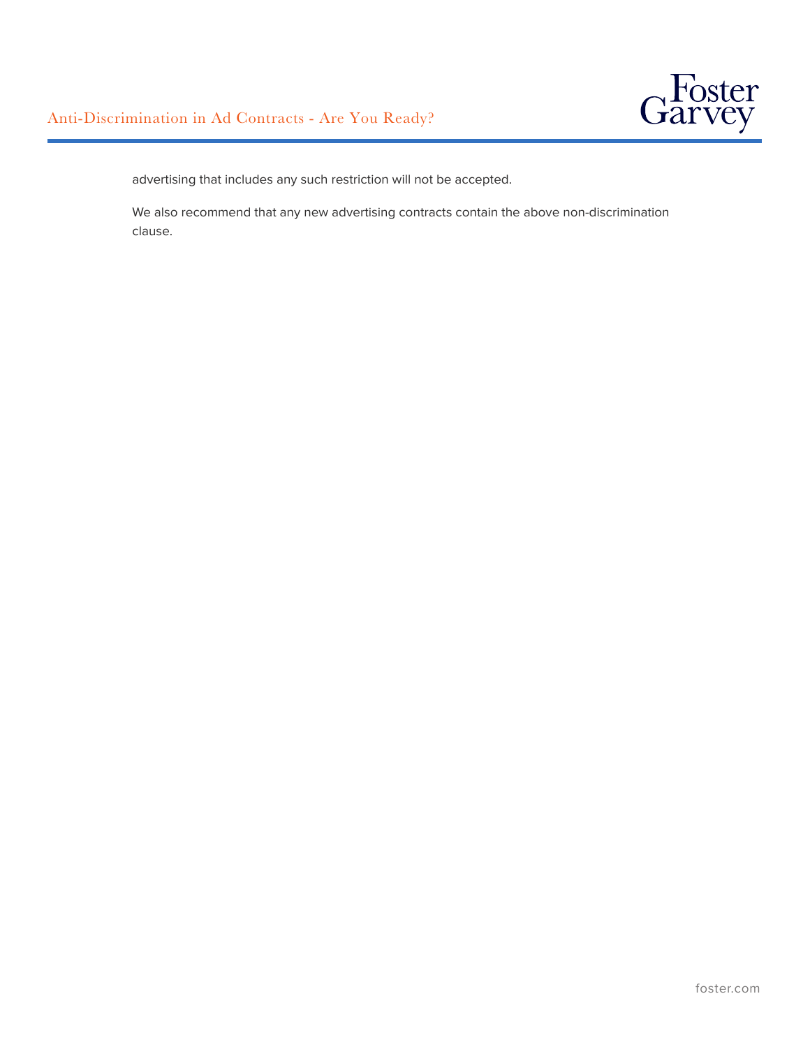advertising that includes any such restriction will not be accepted.

We also recommend that any new advertising contracts contain the above non-discrimination clause.